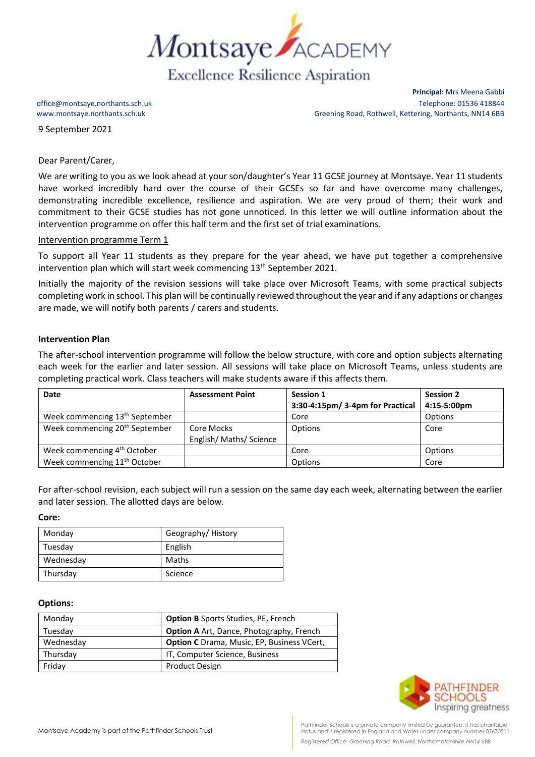# Montsaye ACADEMY

Excellence Resilience Aspiration

office@montsaye.northants.sch.uk
www.montsaye.northants.sch.uk

**Principal:** Mrs Meena Gabbi
Telephone: 01536 418844
Greening Road, Rothwell, Kettering, Northants, NN14 6BB

9 September 2021

Dear Parent/Carer,

We are writing to you as we look ahead at your son/daughter's Year 11 GCSE journey at Montsaye. Year 11 students have worked incredibly hard over the course of their GCSEs so far and have overcome many challenges, demonstrating incredible excellence, resilience and aspiration. We are very proud of them; their work and commitment to their GCSE studies has not gone unnoticed. In this letter we will outline information about the intervention programme on offer this half term and the first set of trial examinations.

Intervention programme Term 1

To support all Year 11 students as they prepare for the year ahead, we have put together a comprehensive intervention plan which will start week commencing 13th September 2021.

Initially the majority of the revision sessions will take place over Microsoft Teams, with some practical subjects completing work in school. This plan will be continually reviewed throughout the year and if any adaptions or changes are made, we will notify both parents / carers and students.

**Intervention Plan**

The after-school intervention programme will follow the below structure, with core and option subjects alternating each week for the earlier and later session. All sessions will take place on Microsoft Teams, unless students are completing practical work. Class teachers will make students aware if this affects them.

| **Date** | **Assessment Point** | **Session 1** 3:30-4:15pm/ 3-4pm for Practical | **Session 2** 4:15-5:00pm |
|---|---|---|---|
| Week commencing 13th September | | Core | Options |
| Week commencing 20th September | Core Mocks English/ Maths/ Science | Options | Core |
| Week commencing 4th October | | Core | Options |
| Week commencing 11th October | | Options | Core |

For after-school revision, each subject will run a session on the same day each week, alternating between the earlier and later session. The allotted days are below.

**Core:**

| | |
|---|---|
| Monday | Geography/ History |
| Tuesday | English |
| Wednesday | Maths |
| Thursday | Science |

**Options:**

| | |
|---|---|
| Monday | **Option B** Sports Studies, PE, French |
| Tuesday | **Option A** Art, Dance, Photography, French |
| Wednesday | **Option C** Drama, Music, EP, Business VCert, |
| Thursday | IT, Computer Science, Business |
| Friday | Product Design |

PATHFINDER SCHOOLS Inspiring greatness

Montsaye Academy is part of the Pathfinder Schools Trust

Pathfinder Schools is a private company limited by guarantee. It has charitable status and is registered in England and Wales under company number 07670511.

*Registered Office: Greening Road, Rothwell, Northamptonshire NN14 6BB*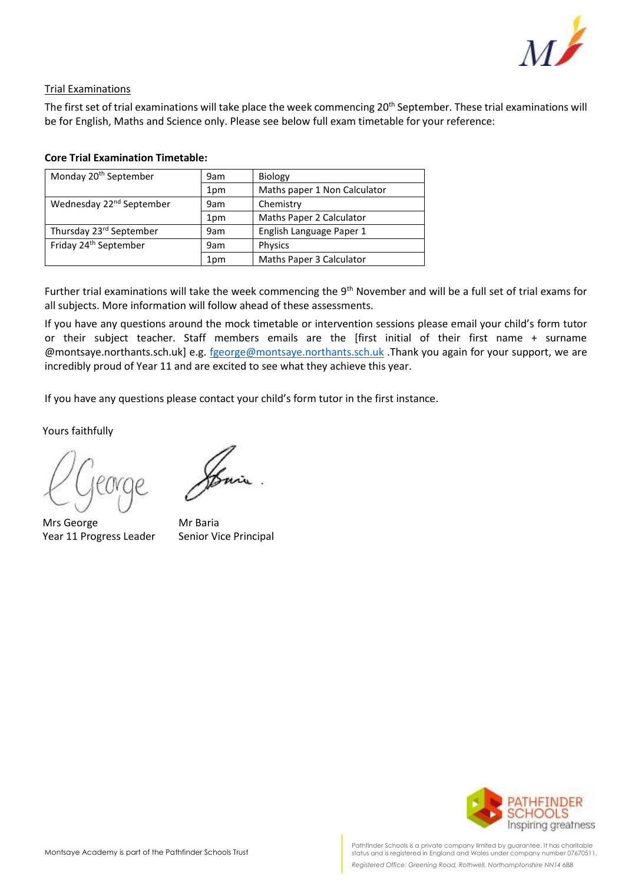Trial Examinations

The first set of trial examinations will take place the week commencing 20th September. These trial examinations will be for English, Maths and Science only. Please see below full exam timetable for your reference:

**Core Trial Examination Timetable:**

| | | |
|---|---|---|
| Monday 20th September | 9am | Biology |
| | 1pm | Maths paper 1 Non Calculator |
| Wednesday 22nd September | 9am | Chemistry |
| | 1pm | Maths Paper 2 Calculator |
| Thursday 23rd September | 9am | English Language Paper 1 |
| Friday 24th September | 9am | Physics |
| | 1pm | Maths Paper 3 Calculator |

Further trial examinations will take the week commencing the 9th November and will be a full set of trial exams for all subjects. More information will follow ahead of these assessments.

If you have any questions around the mock timetable or intervention sessions please email your child's form tutor or their subject teacher. Staff members emails are the [first initial of their first name + surname @montsaye.northants.sch.uk] e.g. fgeorge@montsaye.northants.sch.uk .Thank you again for your support, we are incredibly proud of Year 11 and are excited to see what they achieve this year.

If you have any questions please contact your child's form tutor in the first instance.

Yours faithfully

Mrs George
Year 11 Progress Leader

Mr Baria
Senior Vice Principal

Montsaye Academy is part of the Pathfinder Schools Trust

Pathfinder Schools is a private company limited by guarantee. It has charitable status and is registered in England and Wales under company number 07670511.

*Registered Office: Greening Road, Rothwell, Northamptonshire NN14 6BB*